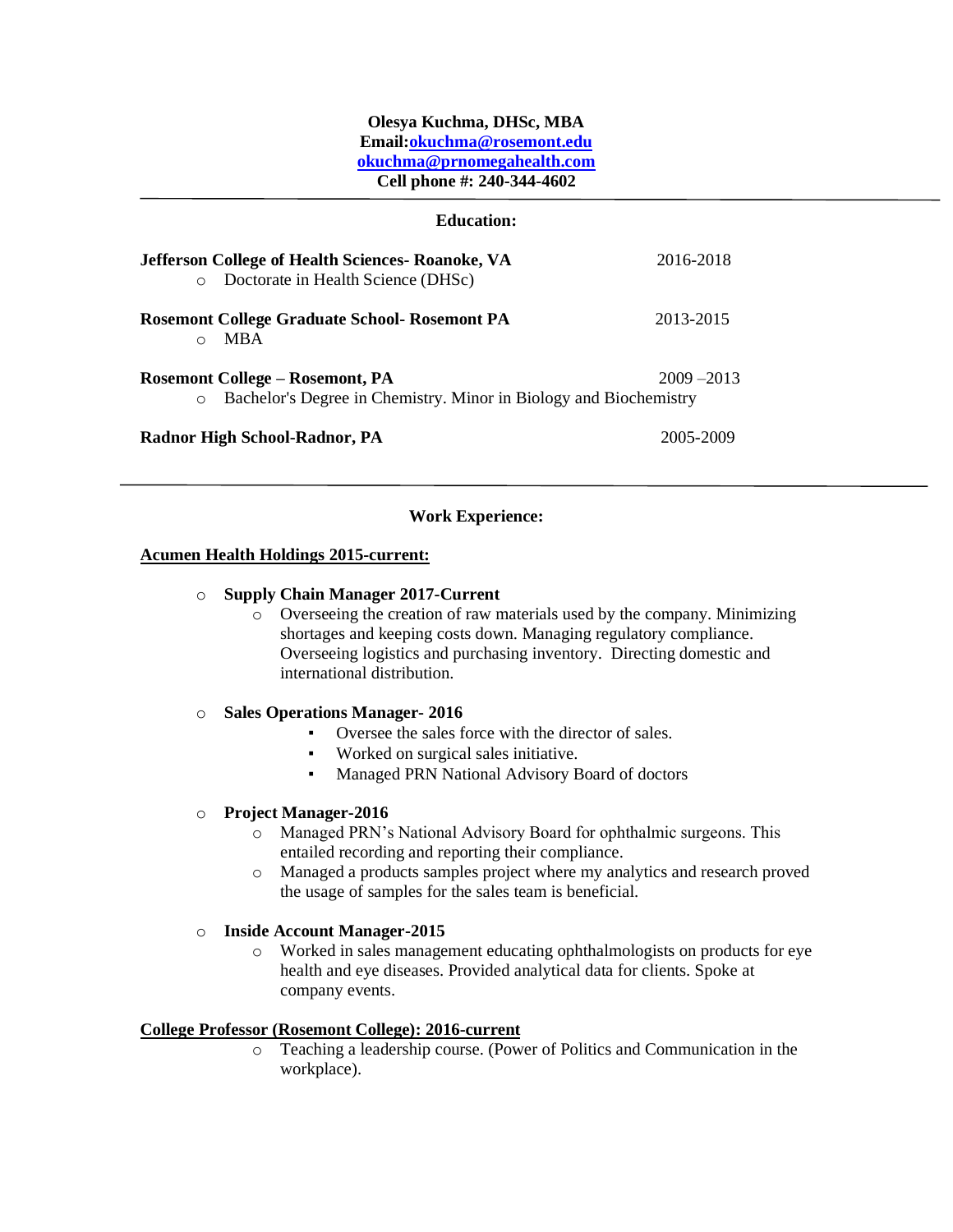**Olesya Kuchma, DHSc, MBA**
**Email:okuchma@rosemont.edu**
**okuchma@prnomegahealth.com**
**Cell phone #: 240-344-4602**

---

## Education:

**Jefferson College of Health Sciences- Roanoke, VA** 2016-2018

- Doctorate in Health Science (DHSc)

**Rosemont College Graduate School- Rosemont PA** 2013-2015

- MBA

**Rosemont College – Rosemont, PA** 2009 –2013

- Bachelor's Degree in Chemistry. Minor in Biology and Biochemistry

**Radnor High School-Radnor, PA** 2005-2009

---

## Work Experience:

**Acumen Health Holdings 2015-current:**

- **Supply Chain Manager 2017-Current**
  - Overseeing the creation of raw materials used by the company. Minimizing shortages and keeping costs down. Managing regulatory compliance. Overseeing logistics and purchasing inventory. Directing domestic and international distribution.

- **Sales Operations Manager- 2016**
  - Oversee the sales force with the director of sales.
  - Worked on surgical sales initiative.
  - Managed PRN National Advisory Board of doctors

- **Project Manager-2016**
  - Managed PRN's National Advisory Board for ophthalmic surgeons. This entailed recording and reporting their compliance.
  - Managed a products samples project where my analytics and research proved the usage of samples for the sales team is beneficial.

- **Inside Account Manager-2015**
  - Worked in sales management educating ophthalmologists on products for eye health and eye diseases. Provided analytical data for clients. Spoke at company events.

**College Professor (Rosemont College): 2016-current**

- Teaching a leadership course. (Power of Politics and Communication in the workplace).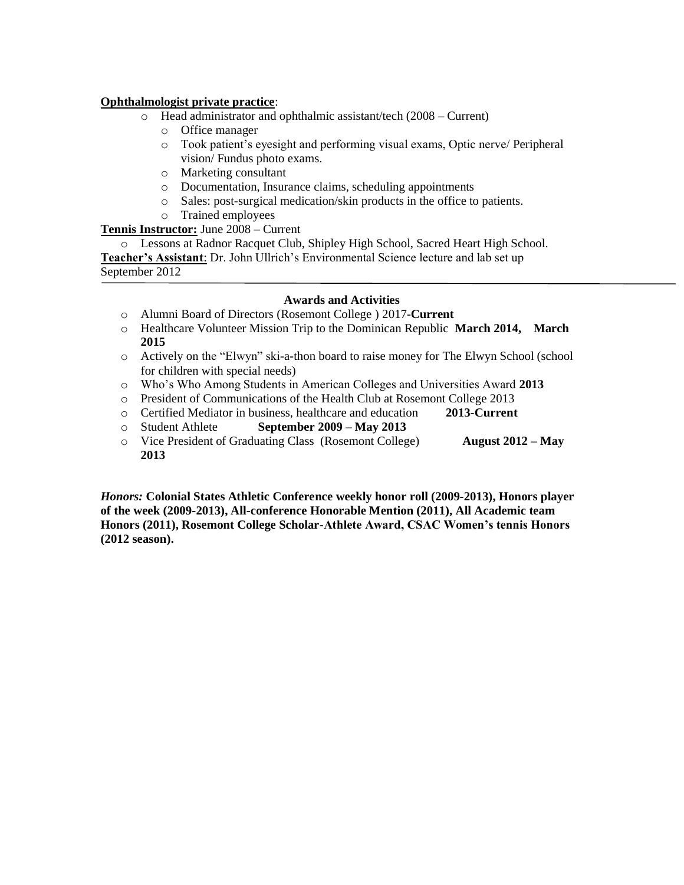**<u>Ophthalmologist private practice</u>**:

- Head administrator and ophthalmic assistant/tech (2008 – Current)
  - Office manager
  - Took patient's eyesight and performing visual exams, Optic nerve/ Peripheral vision/ Fundus photo exams.
  - Marketing consultant
  - Documentation, Insurance claims, scheduling appointments
  - Sales: post-surgical medication/skin products in the office to patients.
  - Trained employees

**<u>Tennis Instructor:</u>** June 2008 – Current

- Lessons at Radnor Racquet Club, Shipley High School, Sacred Heart High School.

**<u>Teacher's Assistant</u>**: Dr. John Ullrich's Environmental Science lecture and lab set up September 2012

---

**Awards and Activities**

- Alumni Board of Directors (Rosemont College ) 2017-**Current**
- Healthcare Volunteer Mission Trip to the Dominican Republic **March 2014, March 2015**
- Actively on the "Elwyn" ski-a-thon board to raise money for The Elwyn School (school for children with special needs)
- Who's Who Among Students in American Colleges and Universities Award **2013**
- President of Communications of the Health Club at Rosemont College 2013
- Certified Mediator in business, healthcare and education **2013-Current**
- Student Athlete **September 2009 – May 2013**
- Vice President of Graduating Class (Rosemont College) **August 2012 – May 2013**

***Honors:*** **Colonial States Athletic Conference weekly honor roll (2009-2013), Honors player of the week (2009-2013), All-conference Honorable Mention (2011), All Academic team Honors (2011), Rosemont College Scholar-Athlete Award, CSAC Women's tennis Honors (2012 season).**